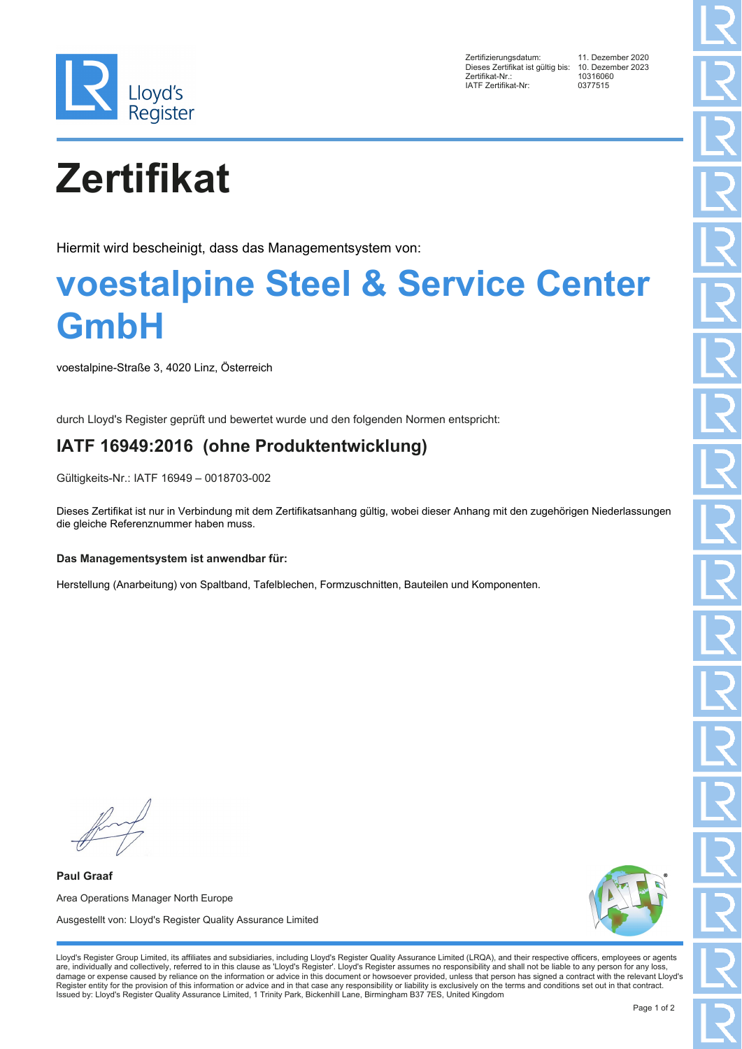| | |
|---|---|
| Zertifizierungsdatum: | 11. Dezember 2020 |
| Dieses Zertifikat ist gültig bis: | 10. Dezember 2023 |
| Zertifikat-Nr.: | 10316060 |
| IATF Zertifikat-Nr: | 0377515 |

# Zertifikat

Hiermit wird bescheinigt, dass das Managementsystem von:

## voestalpine Steel & Service Center GmbH

voestalpine-Straße 3, 4020 Linz, Österreich

durch Lloyd's Register geprüft und bewertet wurde und den folgenden Normen entspricht:

## IATF 16949:2016 (ohne Produktentwicklung)

Gültigkeits-Nr.: IATF 16949 – 0018703-002

Dieses Zertifikat ist nur in Verbindung mit dem Zertifikatsanhang gültig, wobei dieser Anhang mit den zugehörigen Niederlassungen die gleiche Referenznummer haben muss.

**Das Managementsystem ist anwendbar für:**

Herstellung (Anarbeitung) von Spaltband, Tafelblechen, Formzuschnitten, Bauteilen und Komponenten.

**Paul Graaf**

Area Operations Manager North Europe

Ausgestellt von: Lloyd's Register Quality Assurance Limited

Lloyd's Register Group Limited, its affiliates and subsidiaries, including Lloyd's Register Quality Assurance Limited (LRQA), and their respective officers, employees or agents are, individually and collectively, referred to in this clause as 'Lloyd's Register'. Lloyd's Register assumes no responsibility and shall not be liable to any person for any loss, damage or expense caused by reliance on the information or advice in this document or howsoever provided, unless that person has signed a contract with the relevant Lloyd's Register entity for the provision of this information or advice and in that case any responsibility or liability is exclusively on the terms and conditions set out in that contract.
Issued by: Lloyd's Register Quality Assurance Limited, 1 Trinity Park, Bickenhill Lane, Birmingham B37 7ES, United Kingdom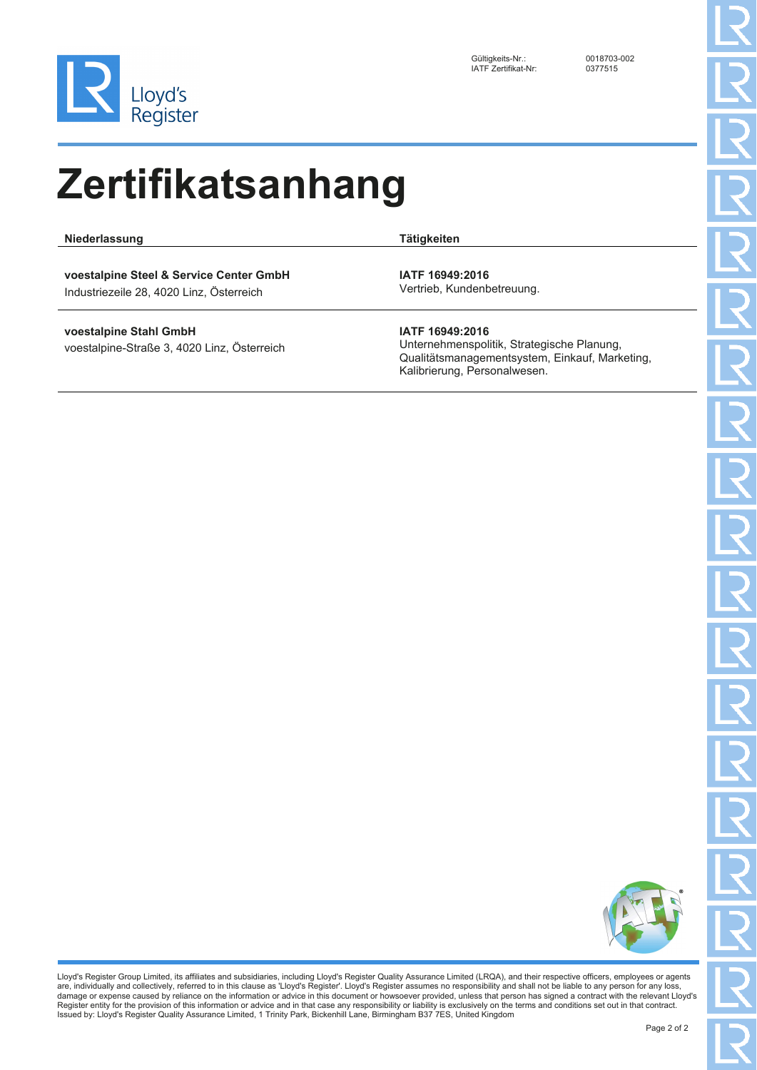Gültigkeits-Nr.: 0018703-002
IATF Zertifikat-Nr: 0377515

# Zertifikatsanhang

| Niederlassung | Tätigkeiten |
|---|---|
| **voestalpine Steel & Service Center GmbH**<br>Industriezeile 28, 4020 Linz, Österreich | **IATF 16949:2016**<br>Vertrieb, Kundenbetreuung. |
| **voestalpine Stahl GmbH**<br>voestalpine-Straße 3, 4020 Linz, Österreich | **IATF 16949:2016**<br>Unternehmenspolitik, Strategische Planung, Qualitätsmanagementsystem, Einkauf, Marketing, Kalibrierung, Personalwesen. |

Lloyd's Register Group Limited, its affiliates and subsidiaries, including Lloyd's Register Quality Assurance Limited (LRQA), and their respective officers, employees or agents are, individually and collectively, referred to in this clause as 'Lloyd's Register'. Lloyd's Register assumes no responsibility and shall not be liable to any person for any loss, damage or expense caused by reliance on the information or advice in this document or howsoever provided, unless that person has signed a contract with the relevant Lloyd's Register entity for the provision of this information or advice and in that case any responsibility or liability is exclusively on the terms and conditions set out in that contract.
Issued by: Lloyd's Register Quality Assurance Limited, 1 Trinity Park, Bickenhill Lane, Birmingham B37 7ES, United Kingdom